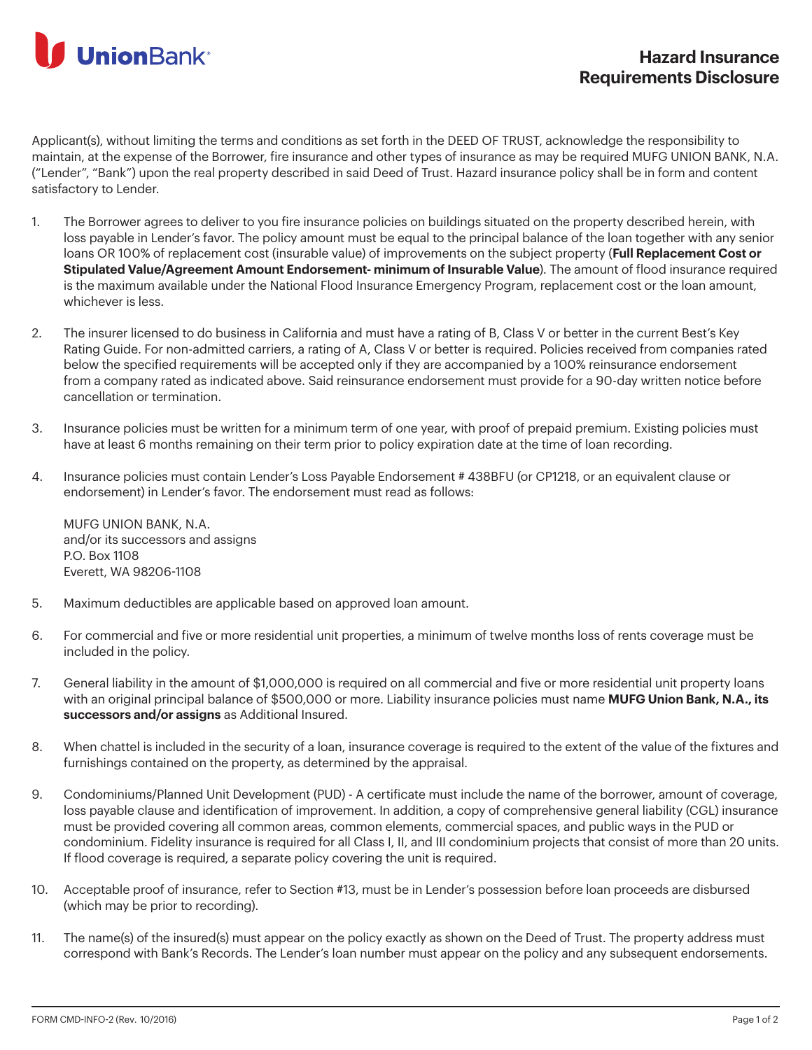UnionBank

# Hazard Insurance Requirements Disclosure

Applicant(s), without limiting the terms and conditions as set forth in the DEED OF TRUST, acknowledge the responsibility to maintain, at the expense of the Borrower, fire insurance and other types of insurance as may be required MUFG UNION BANK, N.A. ("Lender", "Bank") upon the real property described in said Deed of Trust. Hazard insurance policy shall be in form and content satisfactory to Lender.

1. The Borrower agrees to deliver to you fire insurance policies on buildings situated on the property described herein, with loss payable in Lender's favor. The policy amount must be equal to the principal balance of the loan together with any senior loans OR 100% of replacement cost (insurable value) of improvements on the subject property (**Full Replacement Cost or Stipulated Value/Agreement Amount Endorsement- minimum of Insurable Value**). The amount of flood insurance required is the maximum available under the National Flood Insurance Emergency Program, replacement cost or the loan amount, whichever is less.

2. The insurer licensed to do business in California and must have a rating of B, Class V or better in the current Best's Key Rating Guide. For non-admitted carriers, a rating of A, Class V or better is required. Policies received from companies rated below the specified requirements will be accepted only if they are accompanied by a 100% reinsurance endorsement from a company rated as indicated above. Said reinsurance endorsement must provide for a 90-day written notice before cancellation or termination.

3. Insurance policies must be written for a minimum term of one year, with proof of prepaid premium. Existing policies must have at least 6 months remaining on their term prior to policy expiration date at the time of loan recording.

4. Insurance policies must contain Lender's Loss Payable Endorsement # 438BFU (or CP1218, or an equivalent clause or endorsement) in Lender's favor. The endorsement must read as follows:

   MUFG UNION BANK, N.A.
   and/or its successors and assigns
   P.O. Box 1108
   Everett, WA 98206-1108

5. Maximum deductibles are applicable based on approved loan amount.

6. For commercial and five or more residential unit properties, a minimum of twelve months loss of rents coverage must be included in the policy.

7. General liability in the amount of $1,000,000 is required on all commercial and five or more residential unit property loans with an original principal balance of $500,000 or more. Liability insurance policies must name **MUFG Union Bank, N.A., its successors and/or assigns** as Additional Insured.

8. When chattel is included in the security of a loan, insurance coverage is required to the extent of the value of the fixtures and furnishings contained on the property, as determined by the appraisal.

9. Condominiums/Planned Unit Development (PUD) - A certificate must include the name of the borrower, amount of coverage, loss payable clause and identification of improvement. In addition, a copy of comprehensive general liability (CGL) insurance must be provided covering all common areas, common elements, commercial spaces, and public ways in the PUD or condominium. Fidelity insurance is required for all Class I, II, and III condominium projects that consist of more than 20 units. If flood coverage is required, a separate policy covering the unit is required.

10. Acceptable proof of insurance, refer to Section #13, must be in Lender's possession before loan proceeds are disbursed (which may be prior to recording).

11. The name(s) of the insured(s) must appear on the policy exactly as shown on the Deed of Trust. The property address must correspond with Bank's Records. The Lender's loan number must appear on the policy and any subsequent endorsements.

FORM CMD-INFO-2 (Rev. 10/2016)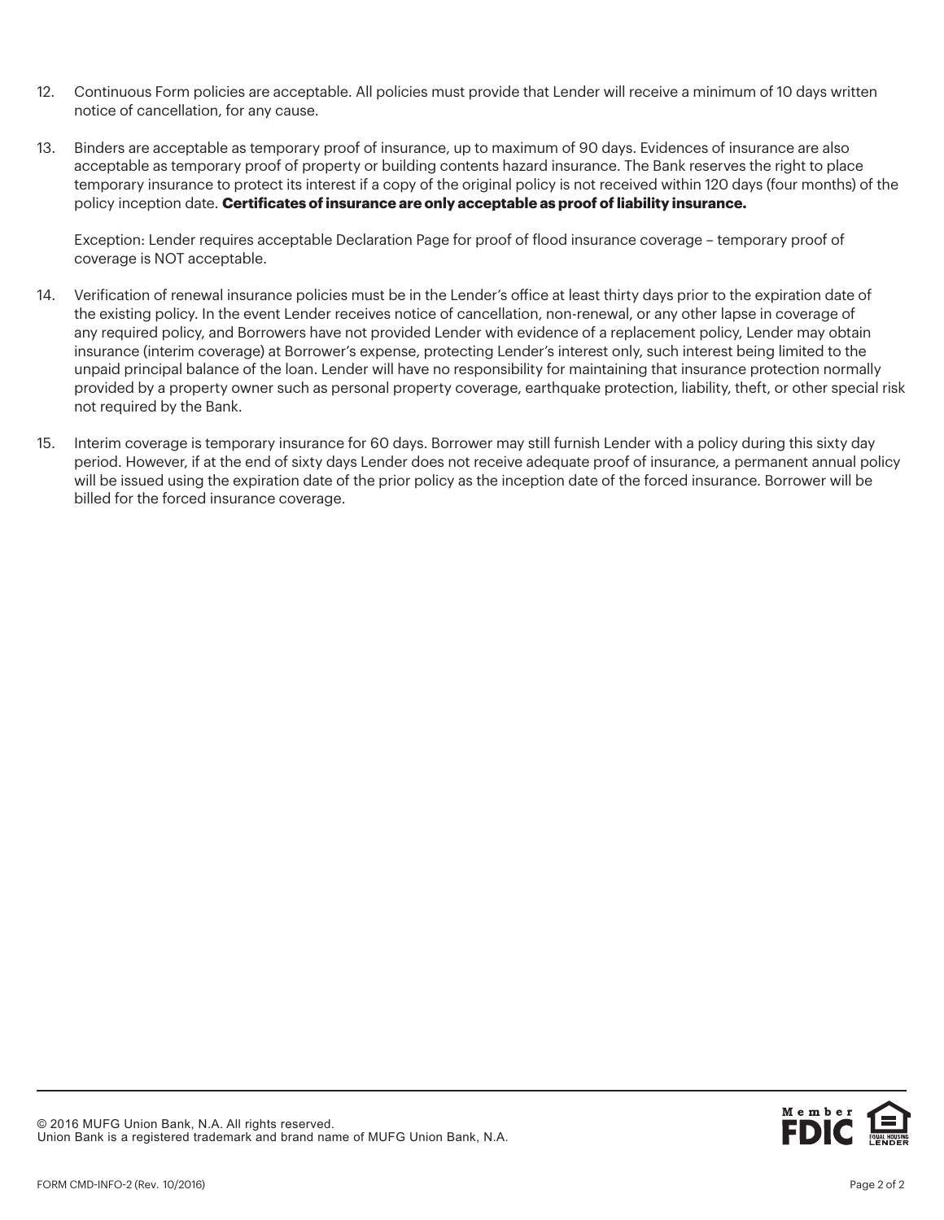12. Continuous Form policies are acceptable. All policies must provide that Lender will receive a minimum of 10 days written notice of cancellation, for any cause.

13. Binders are acceptable as temporary proof of insurance, up to maximum of 90 days. Evidences of insurance are also acceptable as temporary proof of property or building contents hazard insurance. The Bank reserves the right to place temporary insurance to protect its interest if a copy of the original policy is not received within 120 days (four months) of the policy inception date. **Certificates of insurance are only acceptable as proof of liability insurance.**

    Exception: Lender requires acceptable Declaration Page for proof of flood insurance coverage – temporary proof of coverage is NOT acceptable.

14. Verification of renewal insurance policies must be in the Lender's office at least thirty days prior to the expiration date of the existing policy. In the event Lender receives notice of cancellation, non-renewal, or any other lapse in coverage of any required policy, and Borrowers have not provided Lender with evidence of a replacement policy, Lender may obtain insurance (interim coverage) at Borrower's expense, protecting Lender's interest only, such interest being limited to the unpaid principal balance of the loan. Lender will have no responsibility for maintaining that insurance protection normally provided by a property owner such as personal property coverage, earthquake protection, liability, theft, or other special risk not required by the Bank.

15. Interim coverage is temporary insurance for 60 days. Borrower may still furnish Lender with a policy during this sixty day period. However, if at the end of sixty days Lender does not receive adequate proof of insurance, a permanent annual policy will be issued using the expiration date of the prior policy as the inception date of the forced insurance. Borrower will be billed for the forced insurance coverage.

© 2016 MUFG Union Bank, N.A. All rights reserved.
Union Bank is a registered trademark and brand name of MUFG Union Bank, N.A.

Member FDIC EQUAL HOUSING LENDER

FORM CMD-INFO-2 (Rev. 10/2016)